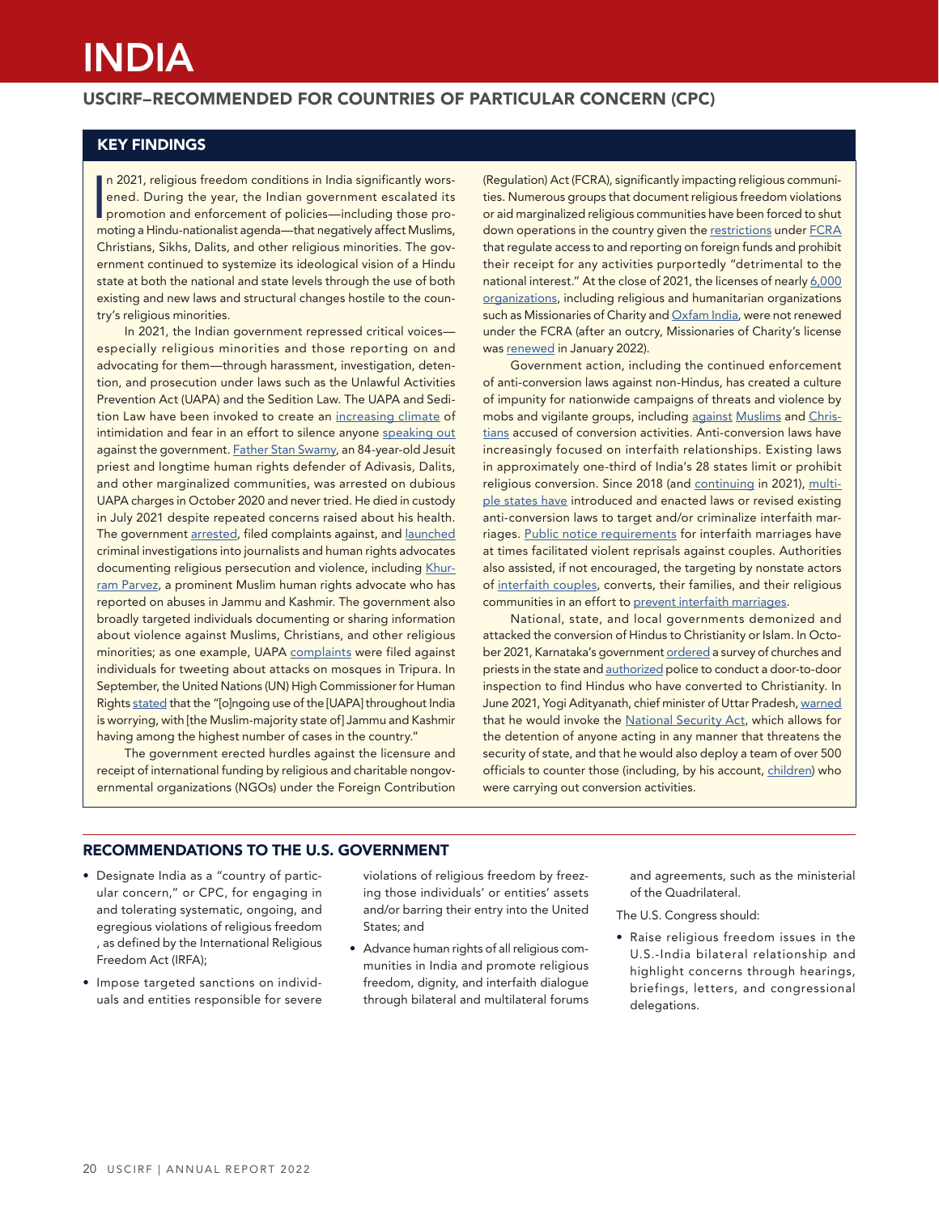# INDIA

## USCIRF–RECOMMENDED FOR COUNTRIES OF PARTICULAR CONCERN (CPC)

### KEY FINDINGS

In 2021, religious freedom conditions in India significantly worsened. During the year, the Indian government escalated its promotion and enforcement of policies—including those promoting a Hindu-nationalist agenda—that negatively affect Muslims, Christians, Sikhs, Dalits, and other religious minorities. The government continued to systemize its ideological vision of a Hindu state at both the national and state levels through the use of both existing and new laws and structural changes hostile to the country's religious minorities.

In 2021, the Indian government repressed critical voices—especially religious minorities and those reporting on and advocating for them—through harassment, investigation, detention, and prosecution under laws such as the Unlawful Activities Prevention Act (UAPA) and the Sedition Law. The UAPA and Sedition Law have been invoked to create an increasing climate of intimidation and fear in an effort to silence anyone speaking out against the government. Father Stan Swamy, an 84-year-old Jesuit priest and longtime human rights defender of Adivasis, Dalits, and other marginalized communities, was arrested on dubious UAPA charges in October 2020 and never tried. He died in custody in July 2021 despite repeated concerns raised about his health. The government arrested, filed complaints against, and launched criminal investigations into journalists and human rights advocates documenting religious persecution and violence, including Khurram Parvez, a prominent Muslim human rights advocate who has reported on abuses in Jammu and Kashmir. The government also broadly targeted individuals documenting or sharing information about violence against Muslims, Christians, and other religious minorities; as one example, UAPA complaints were filed against individuals for tweeting about attacks on mosques in Tripura. In September, the United Nations (UN) High Commissioner for Human Rights stated that the "[o]ngoing use of the [UAPA] throughout India is worrying, with [the Muslim-majority state of] Jammu and Kashmir having among the highest number of cases in the country."

The government erected hurdles against the licensure and receipt of international funding by religious and charitable nongovernmental organizations (NGOs) under the Foreign Contribution (Regulation) Act (FCRA), significantly impacting religious communities. Numerous groups that document religious freedom violations or aid marginalized religious communities have been forced to shut down operations in the country given the restrictions under FCRA that regulate access to and reporting on foreign funds and prohibit their receipt for any activities purportedly "detrimental to the national interest." At the close of 2021, the licenses of nearly 6,000 organizations, including religious and humanitarian organizations such as Missionaries of Charity and Oxfam India, were not renewed under the FCRA (after an outcry, Missionaries of Charity's license was renewed in January 2022).

Government action, including the continued enforcement of anti-conversion laws against non-Hindus, has created a culture of impunity for nationwide campaigns of threats and violence by mobs and vigilante groups, including against Muslims and Christians accused of conversion activities. Anti-conversion laws have increasingly focused on interfaith relationships. Existing laws in approximately one-third of India's 28 states limit or prohibit religious conversion. Since 2018 (and continuing in 2021), multiple states have introduced and enacted laws or revised existing anti-conversion laws to target and/or criminalize interfaith marriages. Public notice requirements for interfaith marriages have at times facilitated violent reprisals against couples. Authorities also assisted, if not encouraged, the targeting by nonstate actors of interfaith couples, converts, their families, and their religious communities in an effort to prevent interfaith marriages.

National, state, and local governments demonized and attacked the conversion of Hindus to Christianity or Islam. In October 2021, Karnataka's government ordered a survey of churches and priests in the state and authorized police to conduct a door-to-door inspection to find Hindus who have converted to Christianity. In June 2021, Yogi Adityanath, chief minister of Uttar Pradesh, warned that he would invoke the National Security Act, which allows for the detention of anyone acting in any manner that threatens the security of state, and that he would also deploy a team of over 500 officials to counter those (including, by his account, children) who were carrying out conversion activities.

### RECOMMENDATIONS TO THE U.S. GOVERNMENT

- Designate India as a "country of particular concern," or CPC, for engaging in and tolerating systematic, ongoing, and egregious violations of religious freedom , as defined by the International Religious Freedom Act (IRFA);
- Impose targeted sanctions on individuals and entities responsible for severe violations of religious freedom by freezing those individuals' or entities' assets and/or barring their entry into the United States; and
- Advance human rights of all religious communities in India and promote religious freedom, dignity, and interfaith dialogue through bilateral and multilateral forums and agreements, such as the ministerial of the Quadrilateral.

The U.S. Congress should:

- Raise religious freedom issues in the U.S.-India bilateral relationship and highlight concerns through hearings, briefings, letters, and congressional delegations.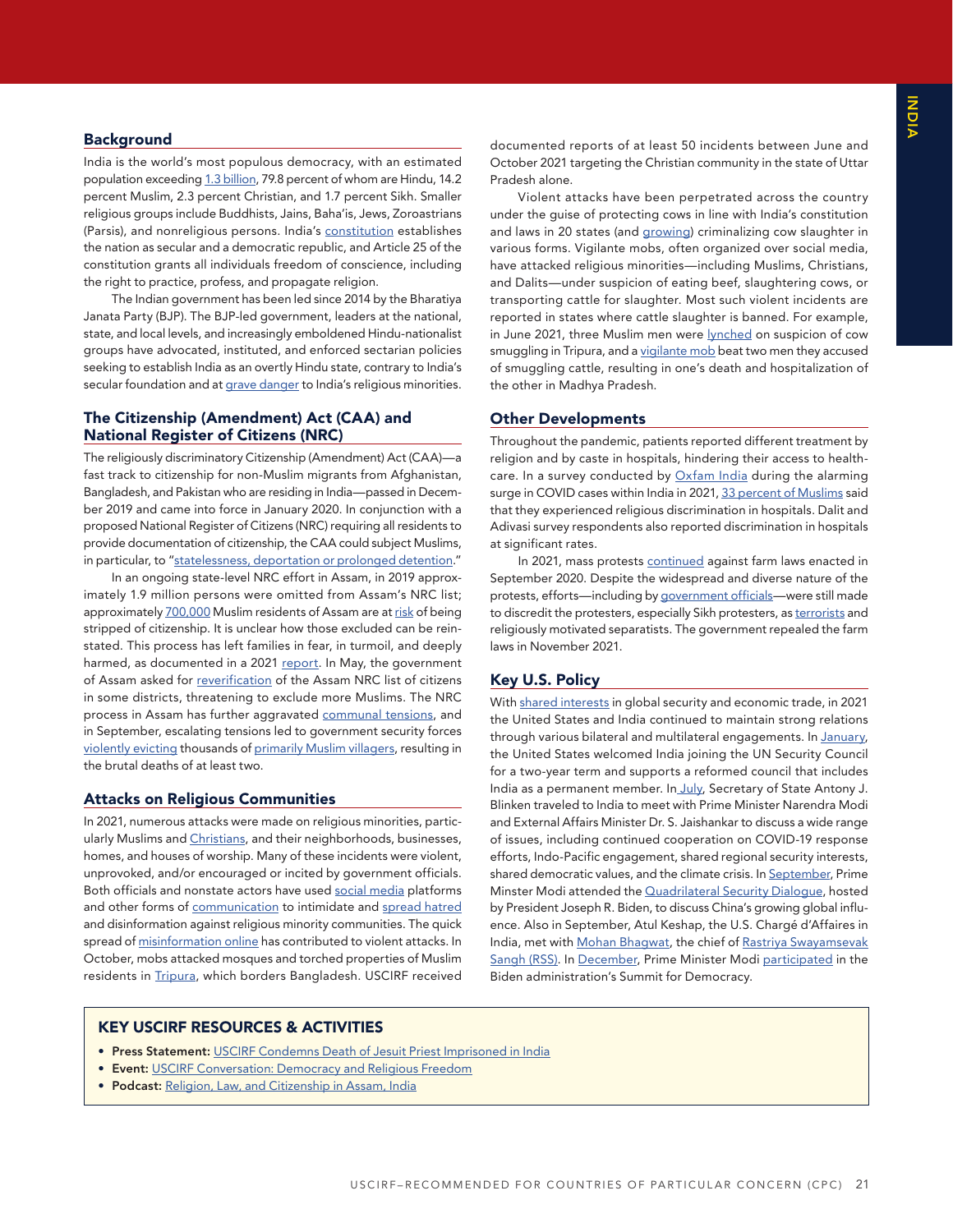## Background

India is the world's most populous democracy, with an estimated population exceeding 1.3 billion, 79.8 percent of whom are Hindu, 14.2 percent Muslim, 2.3 percent Christian, and 1.7 percent Sikh. Smaller religious groups include Buddhists, Jains, Baha'is, Jews, Zoroastrians (Parsis), and nonreligious persons. India's constitution establishes the nation as secular and a democratic republic, and Article 25 of the constitution grants all individuals freedom of conscience, including the right to practice, profess, and propagate religion.

The Indian government has been led since 2014 by the Bharatiya Janata Party (BJP). The BJP-led government, leaders at the national, state, and local levels, and increasingly emboldened Hindu-nationalist groups have advocated, instituted, and enforced sectarian policies seeking to establish India as an overtly Hindu state, contrary to India's secular foundation and at grave danger to India's religious minorities.

## The Citizenship (Amendment) Act (CAA) and National Register of Citizens (NRC)

The religiously discriminatory Citizenship (Amendment) Act (CAA)—a fast track to citizenship for non-Muslim migrants from Afghanistan, Bangladesh, and Pakistan who are residing in India—passed in December 2019 and came into force in January 2020. In conjunction with a proposed National Register of Citizens (NRC) requiring all residents to provide documentation of citizenship, the CAA could subject Muslims, in particular, to "statelessness, deportation or prolonged detention."

In an ongoing state-level NRC effort in Assam, in 2019 approximately 1.9 million persons were omitted from Assam's NRC list; approximately 700,000 Muslim residents of Assam are at risk of being stripped of citizenship. It is unclear how those excluded can be reinstated. This process has left families in fear, in turmoil, and deeply harmed, as documented in a 2021 report. In May, the government of Assam asked for reverification of the Assam NRC list of citizens in some districts, threatening to exclude more Muslims. The NRC process in Assam has further aggravated communal tensions, and in September, escalating tensions led to government security forces violently evicting thousands of primarily Muslim villagers, resulting in the brutal deaths of at least two.

## Attacks on Religious Communities

In 2021, numerous attacks were made on religious minorities, particularly Muslims and Christians, and their neighborhoods, businesses, homes, and houses of worship. Many of these incidents were violent, unprovoked, and/or encouraged or incited by government officials. Both officials and nonstate actors have used social media platforms and other forms of communication to intimidate and spread hatred and disinformation against religious minority communities. The quick spread of misinformation online has contributed to violent attacks. In October, mobs attacked mosques and torched properties of Muslim residents in Tripura, which borders Bangladesh. USCIRF received documented reports of at least 50 incidents between June and October 2021 targeting the Christian community in the state of Uttar Pradesh alone.

Violent attacks have been perpetrated across the country under the guise of protecting cows in line with India's constitution and laws in 20 states (and growing) criminalizing cow slaughter in various forms. Vigilante mobs, often organized over social media, have attacked religious minorities—including Muslims, Christians, and Dalits—under suspicion of eating beef, slaughtering cows, or transporting cattle for slaughter. Most such violent incidents are reported in states where cattle slaughter is banned. For example, in June 2021, three Muslim men were lynched on suspicion of cow smuggling in Tripura, and a vigilante mob beat two men they accused of smuggling cattle, resulting in one's death and hospitalization of the other in Madhya Pradesh.

## Other Developments

Throughout the pandemic, patients reported different treatment by religion and by caste in hospitals, hindering their access to healthcare. In a survey conducted by Oxfam India during the alarming surge in COVID cases within India in 2021, 33 percent of Muslims said that they experienced religious discrimination in hospitals. Dalit and Adivasi survey respondents also reported discrimination in hospitals at significant rates.

In 2021, mass protests continued against farm laws enacted in September 2020. Despite the widespread and diverse nature of the protests, efforts—including by government officials—were still made to discredit the protesters, especially Sikh protesters, as terrorists and religiously motivated separatists. The government repealed the farm laws in November 2021.

## Key U.S. Policy

With shared interests in global security and economic trade, in 2021 the United States and India continued to maintain strong relations through various bilateral and multilateral engagements. In January, the United States welcomed India joining the UN Security Council for a two-year term and supports a reformed council that includes India as a permanent member. In July, Secretary of State Antony J. Blinken traveled to India to meet with Prime Minister Narendra Modi and External Affairs Minister Dr. S. Jaishankar to discuss a wide range of issues, including continued cooperation on COVID-19 response efforts, Indo-Pacific engagement, shared regional security interests, shared democratic values, and the climate crisis. In September, Prime Minster Modi attended the Quadrilateral Security Dialogue, hosted by President Joseph R. Biden, to discuss China's growing global influence. Also in September, Atul Keshap, the U.S. Chargé d'Affaires in India, met with Mohan Bhagwat, the chief of Rastriya Swayamsevak Sangh (RSS). In December, Prime Minister Modi participated in the Biden administration's Summit for Democracy.

## KEY USCIRF RESOURCES & ACTIVITIES

- **Press Statement:** USCIRF Condemns Death of Jesuit Priest Imprisoned in India
- **Event:** USCIRF Conversation: Democracy and Religious Freedom
- **Podcast:** Religion, Law, and Citizenship in Assam, India